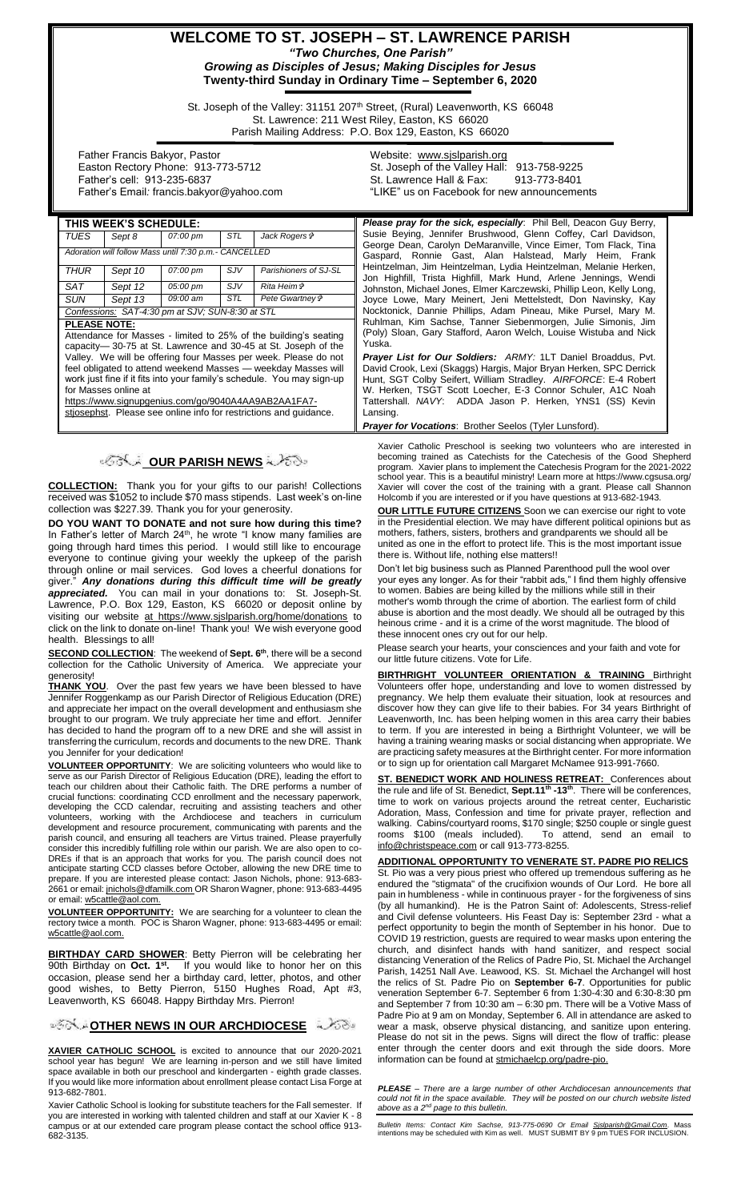# WELCOME TO ST. JOSEPH – ST. LAWRENCE PARISH

***"Two Churches, One Parish"***

***Growing as Disciples of Jesus; Making Disciples for Jesus***

**Twenty-third Sunday in Ordinary Time – September 6, 2020**

St. Joseph of the Valley: 31151 207th Street, (Rural) Leavenworth, KS 66048
St. Lawrence: 211 West Riley, Easton, KS 66020
Parish Mailing Address: P.O. Box 129, Easton, KS 66020

Father Francis Bakyor, Pastor
Easton Rectory Phone: 913-773-5712
Father's cell: 913-235-6837
Father's Email: francis.bakyor@yahoo.com

Website: www.sjslparish.org
St. Joseph of the Valley Hall: 913-758-9225
St. Lawrence Hall & Fax: 913-773-8401
"LIKE" us on Facebook for new announcements

## THIS WEEK'S SCHEDULE:

| | | | | |
|---|---|---|---|---|
| *TUES* | *Sept 8* | *07:00 pm* | *STL* | *Jack Rogers ✞* |
| *Adoration will follow Mass until 7:30 p.m.- CANCELLED* | | | | |
| *THUR* | *Sept 10* | *07:00 pm* | *SJV* | *Parishioners of SJ-SL* |
| *SAT* | *Sept 12* | *05:00 pm* | *SJV* | *Rita Heim ✞* |
| *SUN* | *Sept 13* | *09:00 am* | *STL* | *Pete Gwartney ✞* |
| *Confessions: SAT-4:30 pm at SJV; SUN-8:30 at STL* | | | | |

**PLEASE NOTE:**

Attendance for Masses - limited to 25% of the building's seating capacity— 30-75 at St. Lawrence and 30-45 at St. Joseph of the Valley. We will be offering four Masses per week. Please do not feel obligated to attend weekend Masses — weekday Masses will work just fine if it fits into your family's schedule. You may sign-up for Masses online at https://www.signupgenius.com/go/9040A4AA9AB2AA1FA7-stjosephst. Please see online info for restrictions and guidance.

***Please pray for the sick, especially***: Phil Bell, Deacon Guy Berry, Susie Beying, Jennifer Brushwood, Glenn Coffey, Carl Davidson, George Dean, Carolyn DeMaranville, Vince Eimer, Tom Flack, Tina Gaspard, Ronnie Gast, Alan Halstead, Marly Heim, Frank Heintzelman, Jim Heintzelman, Lydia Heintzelman, Melanie Herken, Jon Highfill, Trista Highfill, Mark Hund, Arlene Jennings, Wendi Johnston, Michael Jones, Elmer Karczewski, Phillip Leon, Kelly Long, Joyce Lowe, Mary Meinert, Jeni Mettelstedt, Don Navinsky, Kay Nocktonick, Dannie Phillips, Adam Pineau, Mike Pursel, Mary M. Ruhlman, Kim Sachse, Tanner Siebenmorgen, Julie Simonis, Jim (Poly) Sloan, Gary Stafford, Aaron Welch, Louise Wistuba and Nick Yuska.

***Prayer List for Our Soldiers:*** *ARMY:* 1LT Daniel Broaddus, Pvt. David Crook, Lexi (Skaggs) Hargis, Major Bryan Herken, SPC Derrick Hunt, SGT Colby Seifert, William Stradley. *AIRFORCE*: E-4 Robert W. Herken, TSGT Scott Loecher, E-3 Connor Schuler, A1C Noah Tattershall. *NAVY*: ADDA Jason P. Herken, YNS1 (SS) Kevin Lansing.

***Prayer for Vocations***: Brother Seelos (Tyler Lunsford).

## OUR PARISH NEWS

**COLLECTION:** Thank you for your gifts to our parish! Collections received was $1052 to include $70 mass stipends. Last week's on-line collection was $227.39. Thank you for your generosity.

**DO YOU WANT TO DONATE and not sure how during this time?** In Father's letter of March 24th, he wrote "I know many families are going through hard times this period. I would still like to encourage everyone to continue giving your weekly the upkeep of the parish through online or mail services. God loves a cheerful donations for giver." ***Any donations during this difficult time will be greatly appreciated.*** You can mail in your donations to: St. Joseph-St. Lawrence, P.O. Box 129, Easton, KS 66020 or deposit online by visiting our website at https://www.sjslparish.org/home/donations to click on the link to donate on-line! Thank you! We wish everyone good health. Blessings to all!

**SECOND COLLECTION**: The weekend of **Sept. 6th**, there will be a second collection for the Catholic University of America. We appreciate your generosity!

**THANK YOU**. Over the past few years we have been blessed to have Jennifer Roggenkamp as our Parish Director of Religious Education (DRE) and appreciate her impact on the overall development and enthusiasm she brought to our program. We truly appreciate her time and effort. Jennifer has decided to hand the program off to a new DRE and she will assist in transferring the curriculum, records and documents to the new DRE. Thank you Jennifer for your dedication!

**VOLUNTEER OPPORTUNITY**: We are soliciting volunteers who would like to serve as our Parish Director of Religious Education (DRE), leading the effort to teach our children about their Catholic faith. The DRE performs a number of crucial functions: coordinating CCD enrollment and the necessary paperwork, developing the CCD calendar, recruiting and assisting teachers and other volunteers, working with the Archdiocese and teachers in curriculum development and resource procurement, communicating with parents and the parish council, and ensuring all teachers are Virtus trained. Please prayerfully consider this incredibly fulfilling role within our parish. We are also open to co-DREs if that is an approach that works for you. The parish council does not anticipate starting CCD classes before October, allowing the new DRE time to prepare. If you are interested please contact: Jason Nichols, phone: 913-683-2661 or email: jnichols@dfamilk.com OR Sharon Wagner, phone: 913-683-4495 or email: w5cattle@aol.com.

**VOLUNTEER OPPORTUNITY:** We are searching for a volunteer to clean the rectory twice a month. POC is Sharon Wagner, phone: 913-683-4495 or email: w5cattle@aol.com.

**BIRTHDAY CARD SHOWER**: Betty Pierron will be celebrating her 90th Birthday on **Oct. 1st.** If you would like to honor her on this occasion, please send her a birthday card, letter, photos, and other good wishes, to Betty Pierron, 5150 Hughes Road, Apt #3, Leavenworth, KS 66048. Happy Birthday Mrs. Pierron!

## OTHER NEWS IN OUR ARCHDIOCESE

**XAVIER CATHOLIC SCHOOL** is excited to announce that our 2020-2021 school year has begun! We are learning in-person and we still have limited space available in both our preschool and kindergarten - eighth grade classes. If you would like more information about enrollment please contact Lisa Forge at 913-682-7801.

Xavier Catholic School is looking for substitute teachers for the Fall semester. If you are interested in working with talented children and staff at our Xavier K - 8 campus or at our extended care program please contact the school office 913-682-3135.

Xavier Catholic Preschool is seeking two volunteers who are interested in becoming trained as Catechists for the Catechesis of the Good Shepherd program. Xavier plans to implement the Catechesis Program for the 2021-2022 school year. This is a beautiful ministry! Learn more at https://www.cgsusa.org/ Xavier will cover the cost of the training with a grant. Please call Shannon Holcomb if you are interested or if you have questions at 913-682-1943.

**OUR LITTLE FUTURE CITIZENS** Soon we can exercise our right to vote in the Presidential election. We may have different political opinions but as mothers, fathers, sisters, brothers and grandparents we should all be united as one in the effort to protect life. This is the most important issue there is. Without life, nothing else matters!!

Don't let big business such as Planned Parenthood pull the wool over your eyes any longer. As for their "rabbit ads," I find them highly offensive to women. Babies are being killed by the millions while still in their mother's womb through the crime of abortion. The earliest form of child abuse is abortion and the most deadly. We should all be outraged by this heinous crime - and it is a crime of the worst magnitude. The blood of these innocent ones cry out for our help.

Please search your hearts, your consciences and your faith and vote for our little future citizens. Vote for Life.

**BIRTHRIGHT VOLUNTEER ORIENTATION & TRAINING** Birthright Volunteers offer hope, understanding and love to women distressed by pregnancy. We help them evaluate their situation, look at resources and discover how they can give life to their babies. For 34 years Birthright of Leavenworth, Inc. has been helping women in this area carry their babies to term. If you are interested in being a Birthright Volunteer, we will be having a training wearing masks or social distancing when appropriate. We are practicing safety measures at the Birthright center. For more information or to sign up for orientation call Margaret McNamee 913-991-7660.

**ST. BENEDICT WORK AND HOLINESS RETREAT:** Conferences about the rule and life of St. Benedict, **Sept.11th -13th**. There will be conferences, time to work on various projects around the retreat center, Eucharistic Adoration, Mass, Confession and time for private prayer, reflection and walking. Cabins/courtyard rooms, $170 single; $250 couple or single guest rooms $100 (meals included). To attend, send an email to info@christspeace.com or call 913-773-8255.

**ADDITIONAL OPPORTUNITY TO VENERATE ST. PADRE PIO RELICS**
St. Pio was a very pious priest who offered up tremendous suffering as he endured the "stigmata" of the crucifixion wounds of Our Lord. He bore all pain in humbleness - while in continuous prayer - for the forgiveness of sins (by all humankind). He is the Patron Saint of: Adolescents, Stress-relief and Civil defense volunteers. His Feast Day is: September 23rd - what a perfect opportunity to begin the month of September in his honor. Due to COVID 19 restriction, guests are required to wear masks upon entering the church, and disinfect hands with hand sanitizer, and respect social distancing Veneration of the Relics of Padre Pio, St. Michael the Archangel Parish, 14251 Nall Ave. Leawood, KS. St. Michael the Archangel will host the relics of St. Padre Pio on **September 6-7**. Opportunities for public veneration September 6-7. September 6 from 1:30-4:30 and 6:30-8:30 pm and September 7 from 10:30 am – 6:30 pm. There will be a Votive Mass of Padre Pio at 9 am on Monday, September 6. All in attendance are asked to wear a mask, observe physical distancing, and sanitize upon entering. Please do not sit in the pews. Signs will direct the flow of traffic: please enter through the center doors and exit through the side doors. More information can be found at stmichaelcp.org/padre-pio.

***PLEASE** – There are a large number of other Archdiocesan announcements that could not fit in the space available. They will be posted on our church website listed above as a 2nd page to this bulletin.*

*Bulletin Items: Contact Kim Sachse, 913-775-0690 Or Email Sjslparish@Gmail.Com. Mass intentions may be scheduled with Kim as well. MUST SUBMIT BY 9 pm TUES FOR INCLUSION.*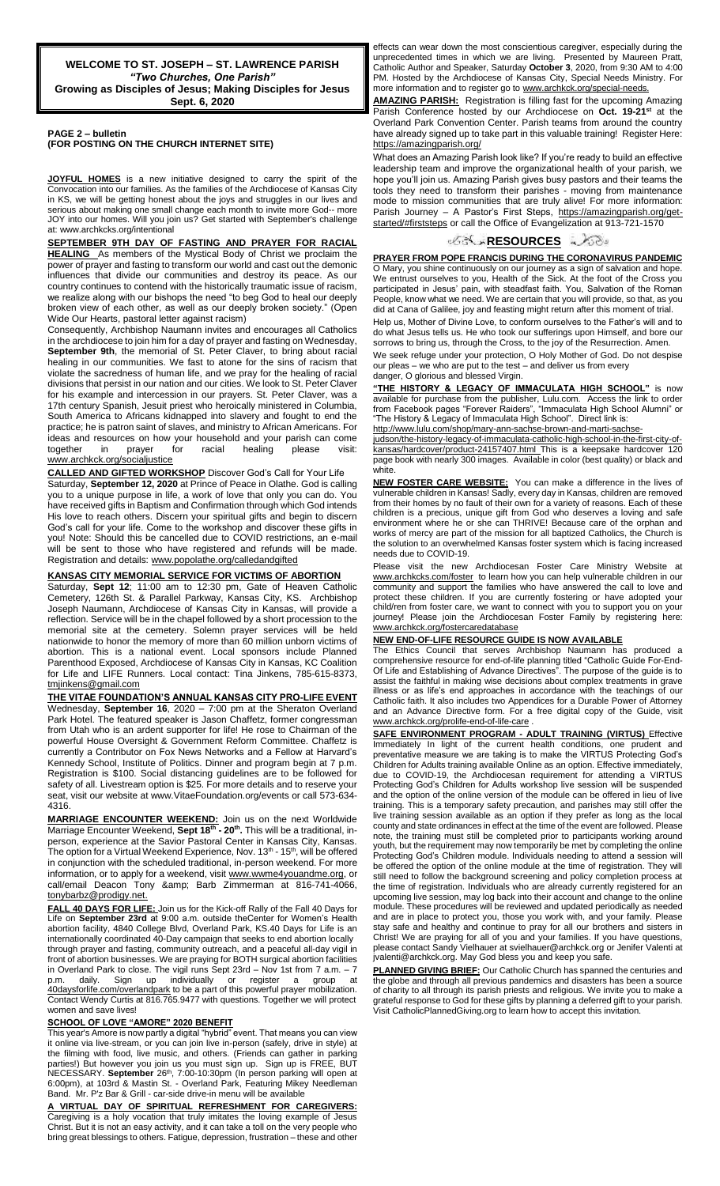**WELCOME TO ST. JOSEPH – ST. LAWRENCE PARISH**
***"Two Churches, One Parish"***
**Growing as Disciples of Jesus; Making Disciples for Jesus**
**Sept. 6, 2020**

**PAGE 2 – bulletin**
**(FOR POSTING ON THE CHURCH INTERNET SITE)**

**JOYFUL HOMES** is a new initiative designed to carry the spirit of the Convocation into our families. As the families of the Archdiocese of Kansas City in KS, we will be getting honest about the joys and struggles in our lives and serious about making one small change each month to invite more God-- more JOY into our homes. Will you join us? Get started with September's challenge at: www.archkcks.org/intentional

**SEPTEMBER 9TH DAY OF FASTING AND PRAYER FOR RACIAL HEALING** As members of the Mystical Body of Christ we proclaim the power of prayer and fasting to transform our world and cast out the demonic influences that divide our communities and destroy its peace. As our country continues to contend with the historically traumatic issue of racism, we realize along with our bishops the need "to beg God to heal our deeply broken view of each other, as well as our deeply broken society." (Open Wide Our Hearts, pastoral letter against racism)

Consequently, Archbishop Naumann invites and encourages all Catholics in the archdiocese to join him for a day of prayer and fasting on Wednesday, **September 9th**, the memorial of St. Peter Claver, to bring about racial healing in our communities. We fast to atone for the sins of racism that violate the sacredness of human life, and we pray for the healing of racial divisions that persist in our nation and our cities. We look to St. Peter Claver for his example and intercession in our prayers. St. Peter Claver, was a 17th century Spanish, Jesuit priest who heroically ministered in Columbia, South America to Africans kidnapped into slavery and fought to end the practice; he is patron saint of slaves, and ministry to African Americans. For ideas and resources on how your household and your parish can come together in prayer for racial healing please visit: www.archkck.org/socialjustice

**CALLED AND GIFTED WORKSHOP** Discover God's Call for Your Life Saturday, **September 12, 2020** at Prince of Peace in Olathe. God is calling you to a unique purpose in life, a work of love that only you can do. You have received gifts in Baptism and Confirmation through which God intends His love to reach others. Discern your spiritual gifts and begin to discern God's call for your life. Come to the workshop and discover these gifts in you! Note: Should this be cancelled due to COVID restrictions, an e-mail will be sent to those who have registered and refunds will be made. Registration and details: www.popolathe.org/calledandgifted

**KANSAS CITY MEMORIAL SERVICE FOR VICTIMS OF ABORTION**
Saturday, **Sept 12**; 11:00 am to 12:30 pm, Gate of Heaven Catholic Cemetery, 126th St. & Parallel Parkway, Kansas City, KS. Archbishop Joseph Naumann, Archdiocese of Kansas City in Kansas, will provide a reflection. Service will be in the chapel followed by a short procession to the memorial site at the cemetery. Solemn prayer services will be held nationwide to honor the memory of more than 60 million unborn victims of abortion. This is a national event. Local sponsors include Planned Parenthood Exposed, Archdiocese of Kansas City in Kansas, KC Coalition for Life and LIFE Runners. Local contact: Tina Jinkens, 785-615-8373, tmjinkens@gmail.com

**THE VITAE FOUNDATION'S ANNUAL KANSAS CITY PRO-LIFE EVENT**
Wednesday, **September 16**, 2020 – 7:00 pm at the Sheraton Overland Park Hotel. The featured speaker is Jason Chaffetz, former congressman from Utah who is an ardent supporter for life! He rose to Chairman of the powerful House Oversight & Government Reform Committee. Chaffetz is currently a Contributor on Fox News Networks and a Fellow at Harvard's Kennedy School, Institute of Politics. Dinner and program begin at 7 p.m. Registration is $100. Social distancing guidelines are to be followed for safety of all. Livestream option is $25. For more details and to reserve your seat, visit our website at www.VitaeFoundation.org/events or call 573-634-4316.

**MARRIAGE ENCOUNTER WEEKEND:** Join us on the next Worldwide Marriage Encounter Weekend, **Sept 18th - 20th.** This will be a traditional, in-person, experience at the Savior Pastoral Center in Kansas City, Kansas. The option for a Virtual Weekend Experience, Nov. 13th - 15th, will be offered in conjunction with the scheduled traditional, in-person weekend. For more information, or to apply for a weekend, visit www.wwme4youandme.org, or call/email Deacon Tony &amp; Barb Zimmerman at 816-741-4066, tonybarbz@prodigy.net.

**FALL 40 DAYS FOR LIFE:** Join us for the Kick-off Rally of the Fall 40 Days for Life on **September 23rd** at 9:00 a.m. outside theCenter for Women's Health abortion facility, 4840 College Blvd, Overland Park, KS.40 Days for Life is an internationally coordinated 40-Day campaign that seeks to end abortion locally through prayer and fasting, community outreach, and a peaceful all-day vigil in front of abortion businesses. We are praying for BOTH surgical abortion facilities in Overland Park to close. The vigil runs Sept 23rd – Nov 1st from 7 a.m. – 7 p.m. daily. Sign up individually or register a group at 40daysforlife.com/overlandpark to be a part of this powerful prayer mobilization. Contact Wendy Curtis at 816.765.9477 with questions. Together we will protect women and save lives!

**SCHOOL OF LOVE "AMORE" 2020 BENEFIT**
This year's Amore is now partly a digital "hybrid" event. That means you can view it online via live-stream, or you can join live in-person (safely, drive in style) at the filming with food, live music, and others. (Friends can gather in parking parties!) But however you join us you must sign up. Sign up is FREE, BUT NECESSARY. **September** 26th, 7:00-10:30pm (In person parking will open at 6:00pm), at 103rd & Mastin St. - Overland Park, Featuring Mikey Needleman Band. Mr. P'z Bar & Grill - car-side drive-in menu will be available

**A VIRTUAL DAY OF SPIRITUAL REFRESHMENT FOR CAREGIVERS:**
Caregiving is a holy vocation that truly imitates the loving example of Jesus Christ. But it is not an easy activity, and it can take a toll on the very people who bring great blessings to others. Fatigue, depression, frustration – these and other effects can wear down the most conscientious caregiver, especially during the unprecedented times in which we are living. Presented by Maureen Pratt, Catholic Author and Speaker, Saturday **October 3**, 2020, from 9:30 AM to 4:00 PM. Hosted by the Archdiocese of Kansas City, Special Needs Ministry. For more information and to register go to www.archkck.org/special-needs.

**AMAZING PARISH:** Registration is filling fast for the upcoming Amazing Parish Conference hosted by our Archdiocese on **Oct. 19-21st** at the Overland Park Convention Center. Parish teams from around the country have already signed up to take part in this valuable training! Register Here: https://amazingparish.org/

What does an Amazing Parish look like? If you're ready to build an effective leadership team and improve the organizational health of your parish, we hope you'll join us. Amazing Parish gives busy pastors and their teams the tools they need to transform their parishes - moving from maintenance mode to mission communities that are truly alive! For more information: Parish Journey – A Pastor's First Steps, https://amazingparish.org/get-started/#firststeps or call the Office of Evangelization at 913-721-1570

## RESOURCES

**PRAYER FROM POPE FRANCIS DURING THE CORONAVIRUS PANDEMIC**
O Mary, you shine continuously on our journey as a sign of salvation and hope. We entrust ourselves to you, Health of the Sick. At the foot of the Cross you participated in Jesus' pain, with steadfast faith. You, Salvation of the Roman People, know what we need. We are certain that you will provide, so that, as you did at Cana of Galilee, joy and feasting might return after this moment of trial.

Help us, Mother of Divine Love, to conform ourselves to the Father's will and to do what Jesus tells us. He who took our sufferings upon Himself, and bore our sorrows to bring us, through the Cross, to the joy of the Resurrection. Amen.

We seek refuge under your protection, O Holy Mother of God. Do not despise our pleas – we who are put to the test – and deliver us from every danger, O glorious and blessed Virgin.

**"THE HISTORY & LEGACY OF IMMACULATA HIGH SCHOOL"** is now available for purchase from the publisher, Lulu.com. Access the link to order from Facebook pages "Forever Raiders", "Immaculata High School Alumni" or "The History & Legacy of Immaculata High School". Direct link is: http://www.lulu.com/shop/mary-ann-sachse-brown-and-marti-sachse-judson/the-history-legacy-of-immaculata-catholic-high-school-in-the-first-city-of-kansas/hardcover/product-24157407.html This is a keepsake hardcover 120 page book with nearly 300 images. Available in color (best quality) or black and white.

**NEW FOSTER CARE WEBSITE:** You can make a difference in the lives of vulnerable children in Kansas! Sadly, every day in Kansas, children are removed from their homes by no fault of their own for a variety of reasons. Each of these children is a precious, unique gift from God who deserves a loving and safe environment where he or she can THRIVE! Because care of the orphan and works of mercy are part of the mission for all baptized Catholics, the Church is the solution to an overwhelmed Kansas foster system which is facing increased needs due to COVID-19.

Please visit the new Archdiocesan Foster Care Ministry Website at www.archkcks.com/foster to learn how you can help vulnerable children in our community and support the families who have answered the call to love and protect these children. If you are currently fostering or have adopted your child/ren from foster care, we want to connect with you to support you on your journey! Please join the Archdiocesan Foster Family by registering here: www.archkck.org/fostercaredatabase

**NEW END-OF-LIFE RESOURCE GUIDE IS NOW AVAILABLE**
The Ethics Council that serves Archbishop Naumann has produced a comprehensive resource for end-of-life planning titled "Catholic Guide For-End-Of Life and Establishing of Advance Directives". The purpose of the guide is to assist the faithful in making wise decisions about complex treatments in grave illness or as life's end approaches in accordance with the teachings of our Catholic faith. It also includes two Appendices for a Durable Power of Attorney and an Advance Directive form. For a free digital copy of the Guide, visit www.archkck.org/prolife-end-of-life-care .

**SAFE ENVIRONMENT PROGRAM - ADULT TRAINING (VIRTUS)** Effective Immediately In light of the current health conditions, one prudent and preventative measure we are taking is to make the VIRTUS Protecting God's Children for Adults training available Online as an option. Effective immediately, due to COVID-19, the Archdiocesan requirement for attending a VIRTUS Protecting God's Children for Adults workshop live session will be suspended and the option of the online version of the module can be offered in lieu of live training. This is a temporary safety precaution, and parishes may still offer the live training session available as an option if they prefer as long as the local county and state ordinances in effect at the time of the event are followed. Please note, the training must still be completed prior to participants working around youth, but the requirement may now temporarily be met by completing the online Protecting God's Children module. Individuals needing to attend a session will be offered the option of the online module at the time of registration. They will still need to follow the background screening and policy completion process at the time of registration. Individuals who are already currently registered for an upcoming live session, may log back into their account and change to the online module. These procedures will be reviewed and updated periodically as needed and are in place to protect you, those you work with, and your family. Please stay safe and healthy and continue to pray for all our brothers and sisters in Christ! We are praying for all of you and your families. If you have questions, please contact Sandy Vielhauer at svielhauer@archkck.org or Jenifer Valenti at jvalenti@archkck.org. May God bless you and keep you safe.

**PLANNED GIVING BRIEF:** Our Catholic Church has spanned the centuries and the globe and through all previous pandemics and disasters has been a source of charity to all through its parish priests and religious. We invite you to make a grateful response to God for these gifts by planning a deferred gift to your parish. Visit CatholicPlannedGiving.org to learn how to accept this invitation.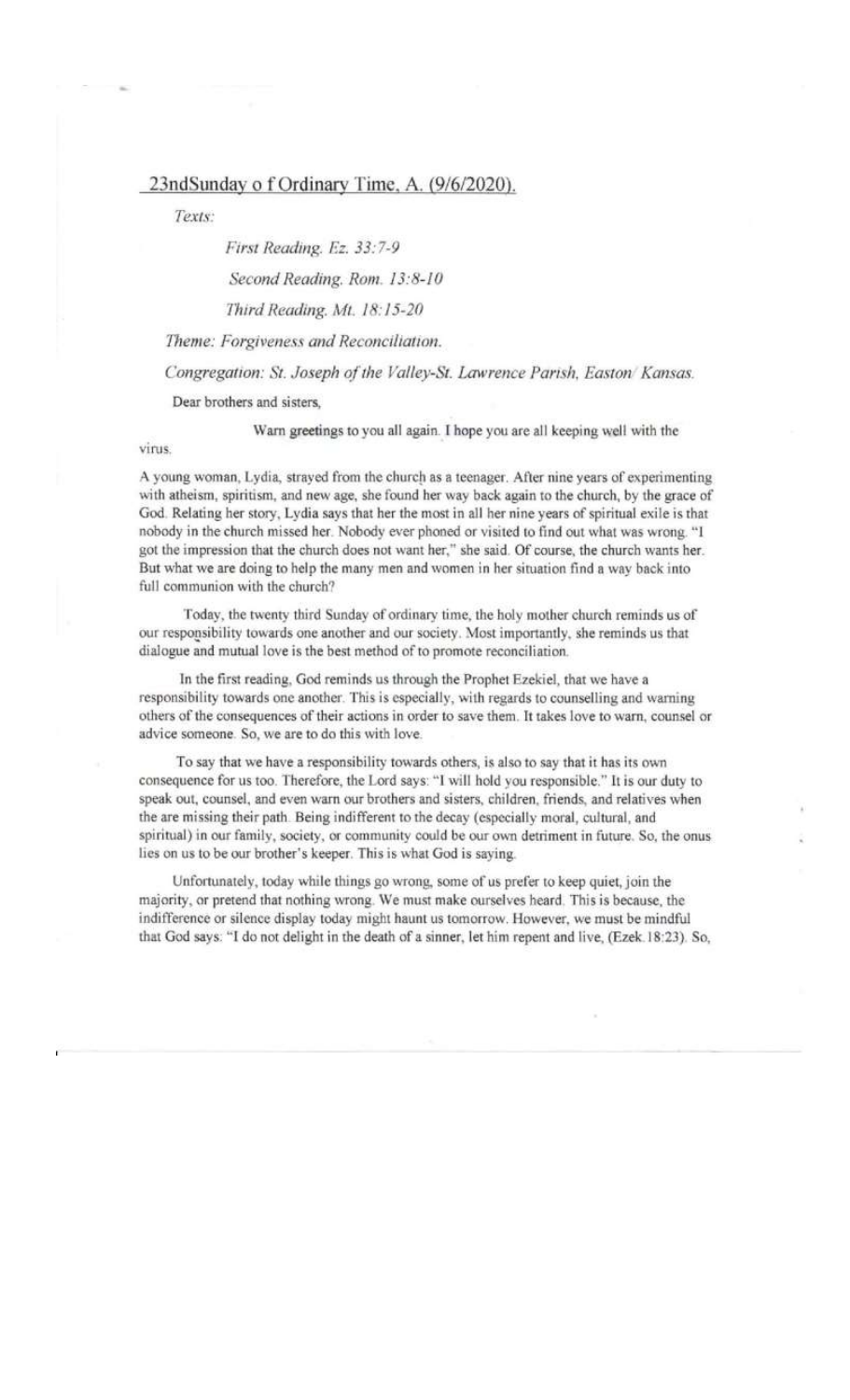## 23ndSunday o f Ordinary Time, A. (9/6/2020).

*Texts:*

*First Reading. Ez. 33:7-9*

*Second Reading. Rom. 13:8-10*

*Third Reading. Mt. 18:15-20*

*Theme: Forgiveness and Reconciliation.*

*Congregation: St. Joseph of the Valley-St. Lawrence Parish, Easton/ Kansas.*

Dear brothers and sisters,

Warn greetings to you all again. I hope you are all keeping well with the virus.

A young woman, Lydia, strayed from the church as a teenager. After nine years of experimenting with atheism, spiritism, and new age, she found her way back again to the church, by the grace of God. Relating her story, Lydia says that her the most in all her nine years of spiritual exile is that nobody in the church missed her. Nobody ever phoned or visited to find out what was wrong. "I got the impression that the church does not want her," she said. Of course, the church wants her. But what we are doing to help the many men and women in her situation find a way back into full communion with the church?

Today, the twenty third Sunday of ordinary time, the holy mother church reminds us of our responsibility towards one another and our society. Most importantly, she reminds us that dialogue and mutual love is the best method of to promote reconciliation.

In the first reading, God reminds us through the Prophet Ezekiel, that we have a responsibility towards one another. This is especially, with regards to counselling and warning others of the consequences of their actions in order to save them. It takes love to warn, counsel or advice someone. So, we are to do this with love.

To say that we have a responsibility towards others, is also to say that it has its own consequence for us too. Therefore, the Lord says: "I will hold you responsible." It is our duty to speak out, counsel, and even warn our brothers and sisters, children, friends, and relatives when the are missing their path. Being indifferent to the decay (especially moral, cultural, and spiritual) in our family, society, or community could be our own detriment in future. So, the onus lies on us to be our brother's keeper. This is what God is saying.

Unfortunately, today while things go wrong, some of us prefer to keep quiet, join the majority, or pretend that nothing wrong. We must make ourselves heard. This is because, the indifference or silence display today might haunt us tomorrow. However, we must be mindful that God says: "I do not delight in the death of a sinner, let him repent and live, (Ezek.18:23). So,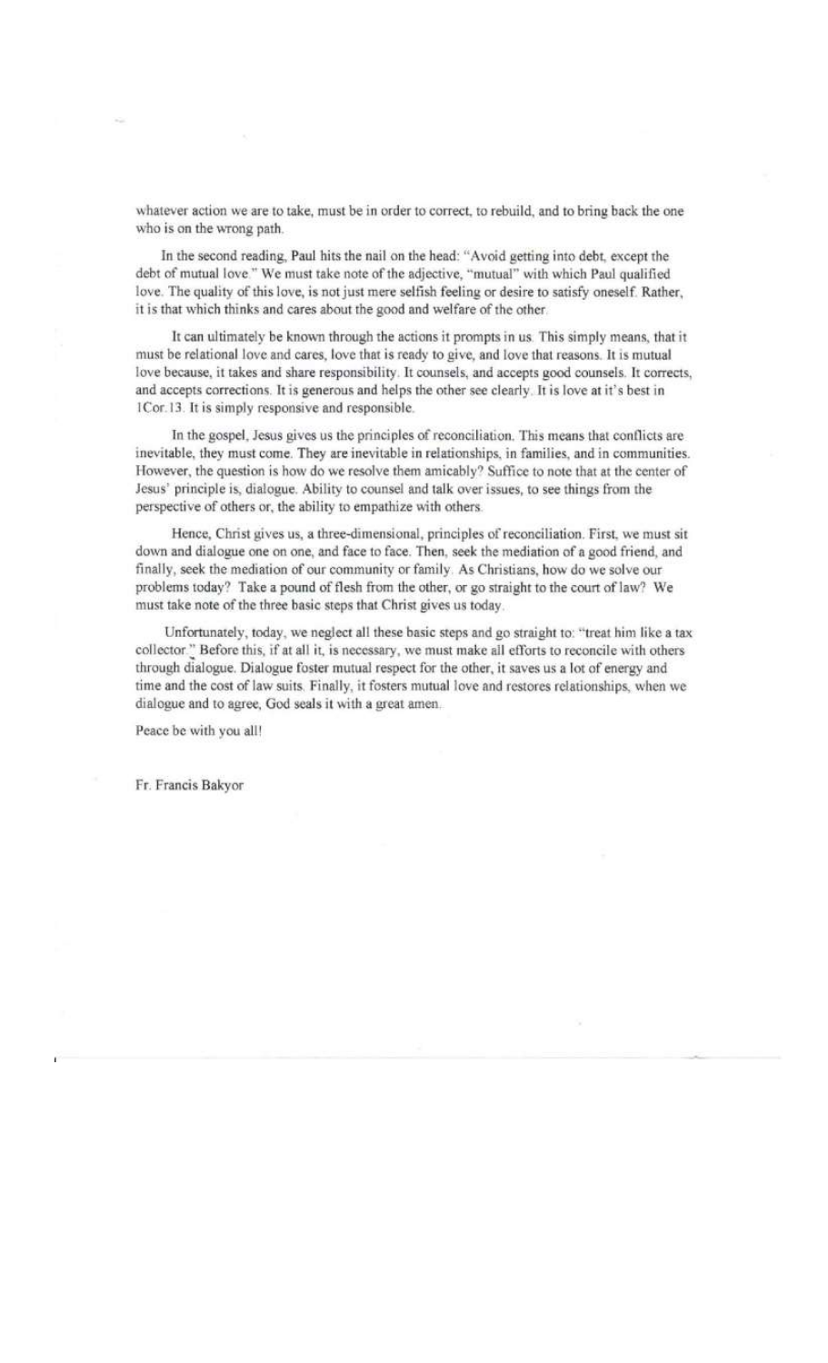whatever action we are to take, must be in order to correct, to rebuild, and to bring back the one who is on the wrong path.

In the second reading, Paul hits the nail on the head: "Avoid getting into debt, except the debt of mutual love." We must take note of the adjective, "mutual" with which Paul qualified love. The quality of this love, is not just mere selfish feeling or desire to satisfy oneself. Rather, it is that which thinks and cares about the good and welfare of the other.

It can ultimately be known through the actions it prompts in us. This simply means, that it must be relational love and cares, love that is ready to give, and love that reasons. It is mutual love because, it takes and share responsibility. It counsels, and accepts good counsels. It corrects, and accepts corrections. It is generous and helps the other see clearly. It is love at it's best in 1Cor.13. It is simply responsive and responsible.

In the gospel, Jesus gives us the principles of reconciliation. This means that conflicts are inevitable, they must come. They are inevitable in relationships, in families, and in communities. However, the question is how do we resolve them amicably? Suffice to note that at the center of Jesus' principle is, dialogue. Ability to counsel and talk over issues, to see things from the perspective of others or, the ability to empathize with others.

Hence, Christ gives us, a three-dimensional, principles of reconciliation. First, we must sit down and dialogue one on one, and face to face. Then, seek the mediation of a good friend, and finally, seek the mediation of our community or family. As Christians, how do we solve our problems today? Take a pound of flesh from the other, or go straight to the court of law? We must take note of the three basic steps that Christ gives us today.

Unfortunately, today, we neglect all these basic steps and go straight to: "treat him like a tax collector." Before this, if at all it, is necessary, we must make all efforts to reconcile with others through dialogue. Dialogue foster mutual respect for the other, it saves us a lot of energy and time and the cost of law suits. Finally, it fosters mutual love and restores relationships, when we dialogue and to agree, God seals it with a great amen.

Peace be with you all!

Fr. Francis Bakyor